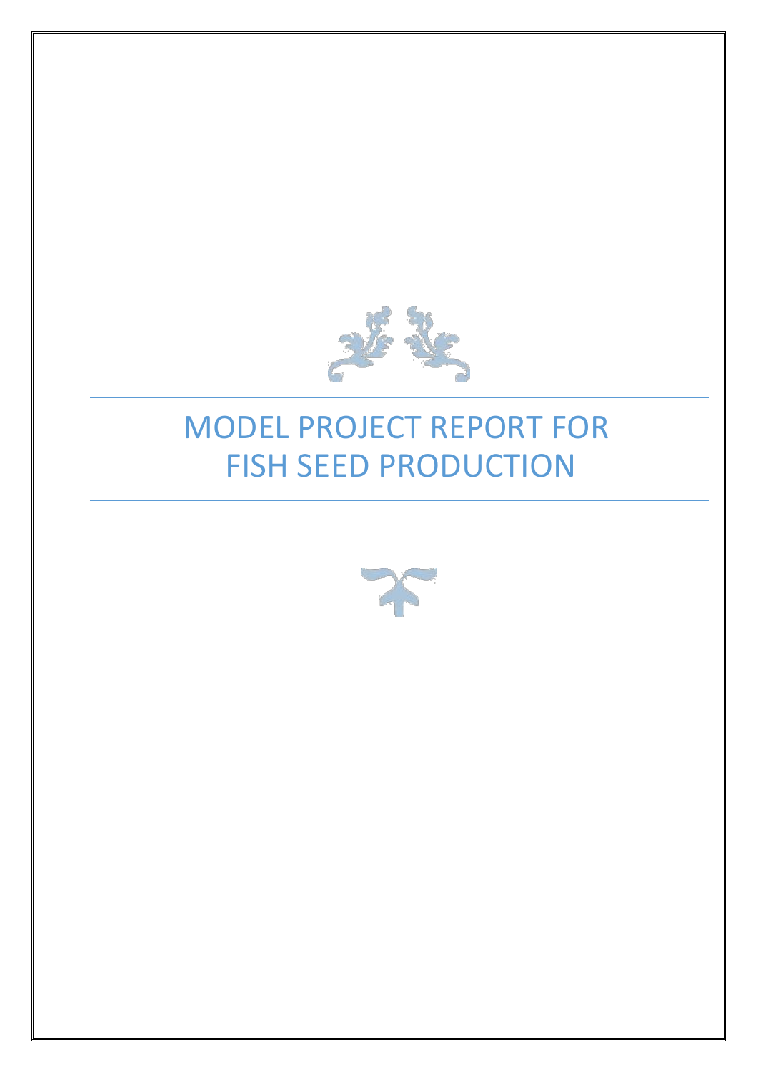# MODEL PROJECT REPORT FOR FISH SEED PRODUCTION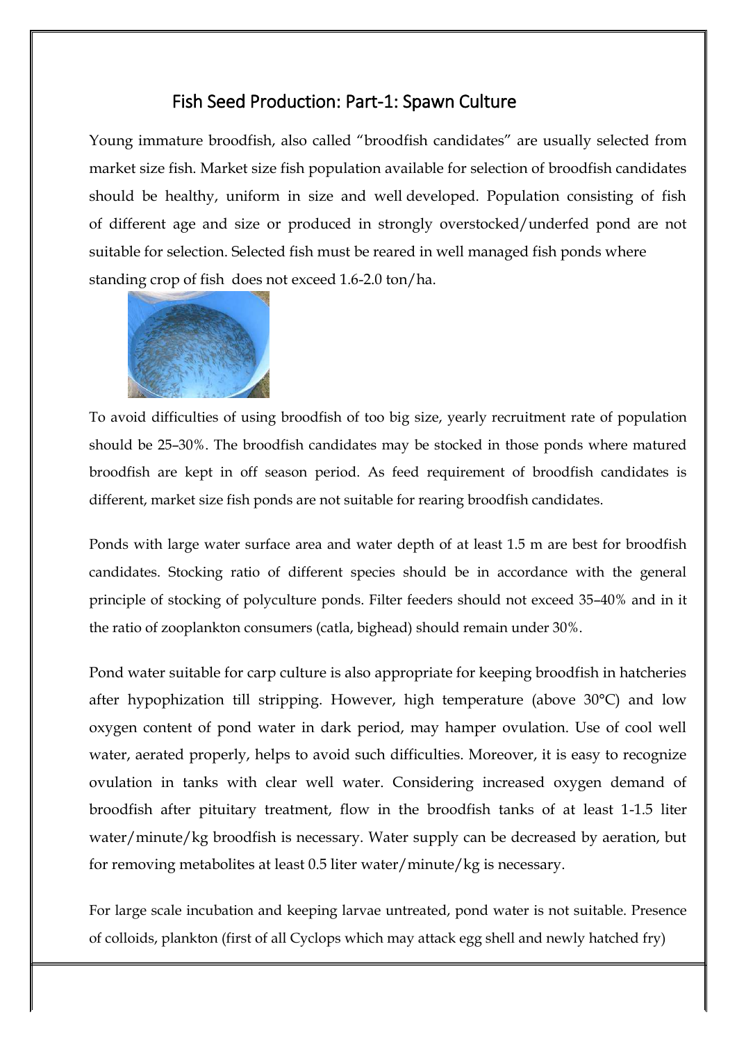# Fish Seed Production: Part-1: Spawn Culture

Young immature broodfish, also called "broodfish candidates" are usually selected from market size fish. Market size fish population available for selection of broodfish candidates should be healthy, uniform in size and well developed. Population consisting of fish of different age and size or produced in strongly overstocked/underfed pond are not suitable for selection. Selected fish must be reared in well managed fish ponds where standing crop of fish does not exceed 1.6-2.0 ton/ha.

To avoid difficulties of using broodfish of too big size, yearly recruitment rate of population should be 25–30%. The broodfish candidates may be stocked in those ponds where matured broodfish are kept in off season period. As feed requirement of broodfish candidates is different, market size fish ponds are not suitable for rearing broodfish candidates.

Ponds with large water surface area and water depth of at least 1.5 m are best for broodfish candidates. Stocking ratio of different species should be in accordance with the general principle of stocking of polyculture ponds. Filter feeders should not exceed 35–40% and in it the ratio of zooplankton consumers (catla, bighead) should remain under 30%.

Pond water suitable for carp culture is also appropriate for keeping broodfish in hatcheries after hypophization till stripping. However, high temperature (above 30°C) and low oxygen content of pond water in dark period, may hamper ovulation. Use of cool well water, aerated properly, helps to avoid such difficulties. Moreover, it is easy to recognize ovulation in tanks with clear well water. Considering increased oxygen demand of broodfish after pituitary treatment, flow in the broodfish tanks of at least 1-1.5 liter water/minute/kg broodfish is necessary. Water supply can be decreased by aeration, but for removing metabolites at least 0.5 liter water/minute/kg is necessary.

For large scale incubation and keeping larvae untreated, pond water is not suitable. Presence of colloids, plankton (first of all Cyclops which may attack egg shell and newly hatched fry)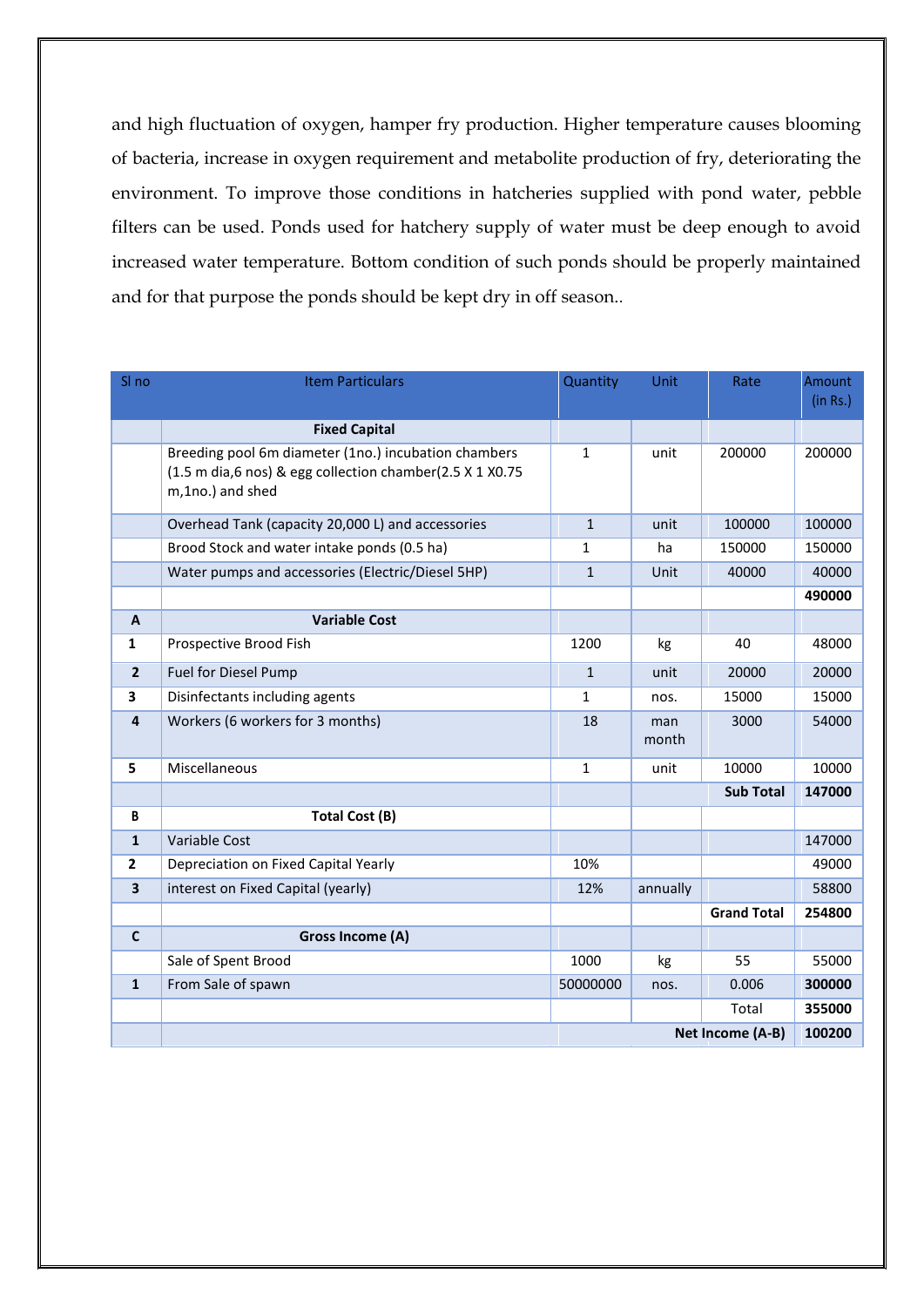and high fluctuation of oxygen, hamper fry production. Higher temperature causes blooming of bacteria, increase in oxygen requirement and metabolite production of fry, deteriorating the environment. To improve those conditions in hatcheries supplied with pond water, pebble filters can be used. Ponds used for hatchery supply of water must be deep enough to avoid increased water temperature. Bottom condition of such ponds should be properly maintained and for that purpose the ponds should be kept dry in off season..

| Sl no | Item Particulars | Quantity | Unit | Rate | Amount (in Rs.) |
|---|---|---|---|---|---|
| | **Fixed Capital** | | | | |
| | Breeding pool 6m diameter (1no.) incubation chambers (1.5 m dia,6 nos) & egg collection chamber(2.5 X 1 X0.75 m,1no.) and shed | 1 | unit | 200000 | 200000 |
| | Overhead Tank (capacity 20,000 L) and accessories | 1 | unit | 100000 | 100000 |
| | Brood Stock and water intake ponds (0.5 ha) | 1 | ha | 150000 | 150000 |
| | Water pumps and accessories (Electric/Diesel 5HP) | 1 | Unit | 40000 | 40000 |
| | | | | | **490000** |
| **A** | **Variable Cost** | | | | |
| **1** | Prospective Brood Fish | 1200 | kg | 40 | 48000 |
| **2** | Fuel for Diesel Pump | 1 | unit | 20000 | 20000 |
| **3** | Disinfectants including agents | 1 | nos. | 15000 | 15000 |
| **4** | Workers (6 workers for 3 months) | 18 | man month | 3000 | 54000 |
| **5** | Miscellaneous | 1 | unit | 10000 | 10000 |
| | | | | **Sub Total** | **147000** |
| **B** | **Total Cost (B)** | | | | |
| **1** | Variable Cost | | | | 147000 |
| **2** | Depreciation on Fixed Capital Yearly | 10% | | | 49000 |
| **3** | interest on Fixed Capital (yearly) | 12% | annually | | 58800 |
| | | | | **Grand Total** | **254800** |
| **C** | **Gross Income (A)** | | | | |
| | Sale of Spent Brood | 1000 | kg | 55 | 55000 |
| **1** | From Sale of spawn | 50000000 | nos. | 0.006 | **300000** |
| | | | | Total | **355000** |
| | | | | **Net Income (A-B)** | **100200** |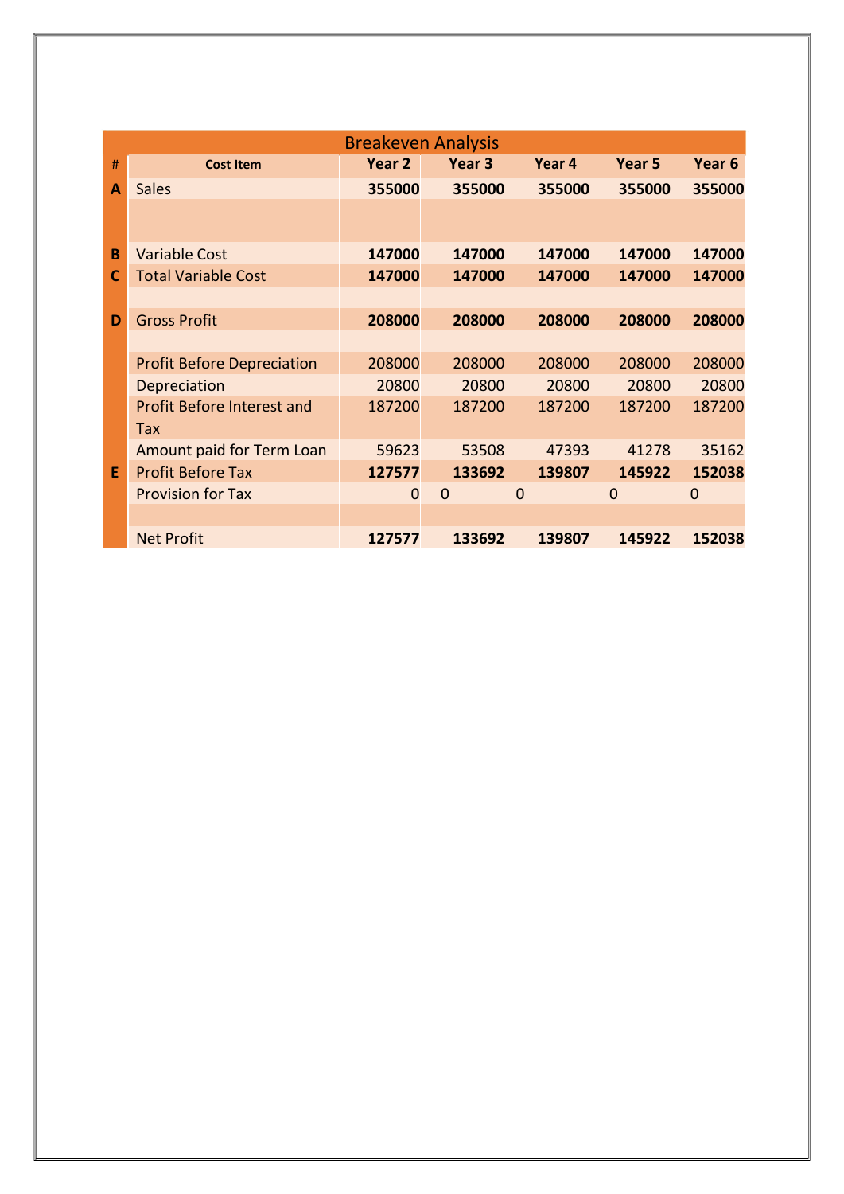| Breakeven Analysis | | | | | | |
|---|---|---|---|---|---|---|
| **#** | **Cost Item** | **Year 2** | **Year 3** | **Year 4** | **Year 5** | **Year 6** |
| **A** | Sales | **355000** | **355000** | **355000** | **355000** | **355000** |
| | | | | | | |
| **B** | Variable Cost | **147000** | **147000** | **147000** | **147000** | **147000** |
| **C** | Total Variable Cost | **147000** | **147000** | **147000** | **147000** | **147000** |
| | | | | | | |
| **D** | Gross Profit | **208000** | **208000** | **208000** | **208000** | **208000** |
| | | | | | | |
| | Profit Before Depreciation | 208000 | 208000 | 208000 | 208000 | 208000 |
| | Depreciation | 20800 | 20800 | 20800 | 20800 | 20800 |
| | Profit Before Interest and Tax | 187200 | 187200 | 187200 | 187200 | 187200 |
| | Amount paid for Term Loan | 59623 | 53508 | 47393 | 41278 | 35162 |
| **E** | Profit Before Tax | **127577** | **133692** | **139807** | **145922** | **152038** |
| | Provision for Tax | 0 | 0 | 0 | 0 | 0 |
| | | | | | | |
| | Net Profit | **127577** | **133692** | **139807** | **145922** | **152038** |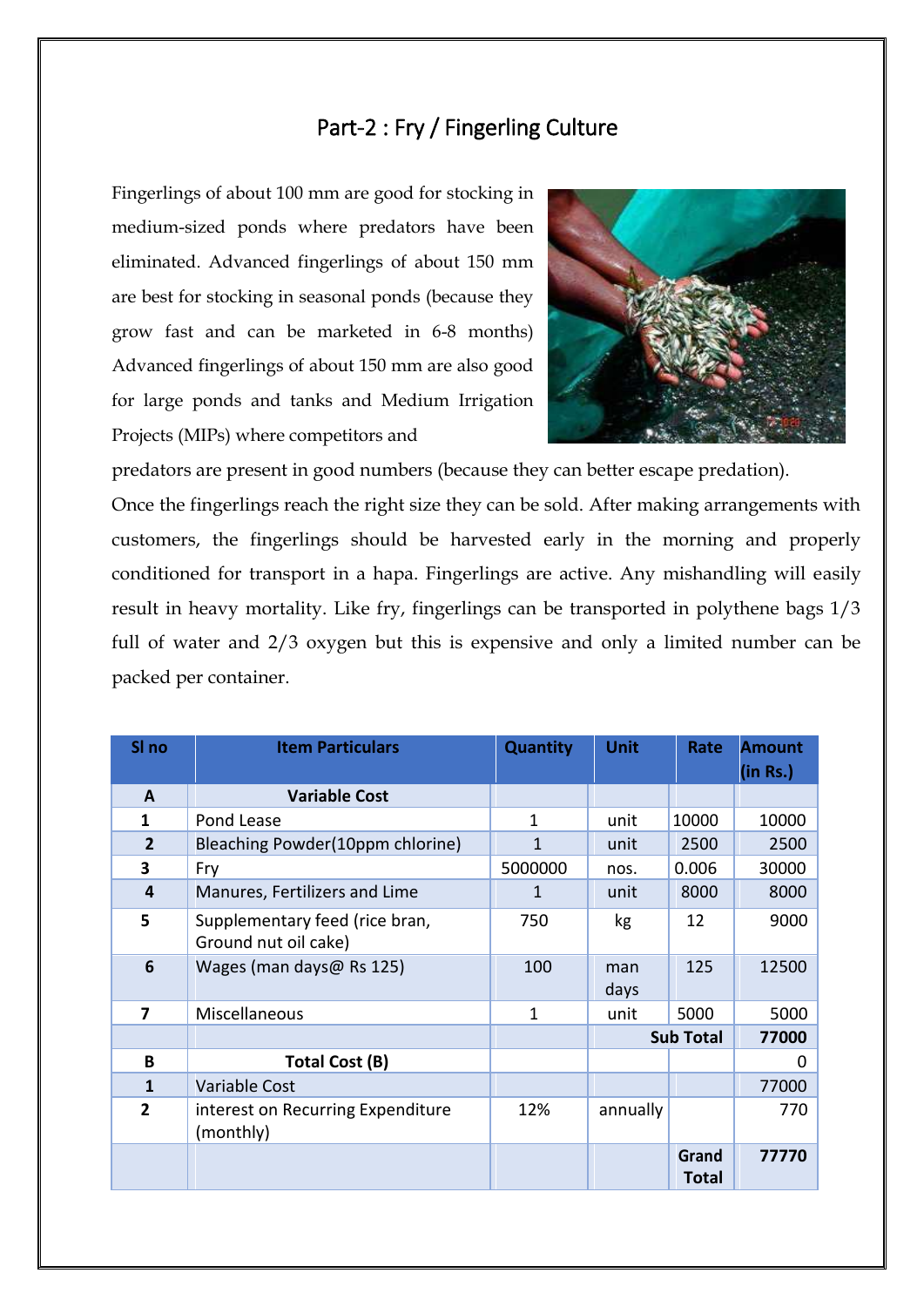## Part-2 : Fry / Fingerling Culture

Fingerlings of about 100 mm are good for stocking in medium-sized ponds where predators have been eliminated. Advanced fingerlings of about 150 mm are best for stocking in seasonal ponds (because they grow fast and can be marketed in 6-8 months) Advanced fingerlings of about 150 mm are also good for large ponds and tanks and Medium Irrigation Projects (MIPs) where competitors and predators are present in good numbers (because they can better escape predation).

Once the fingerlings reach the right size they can be sold. After making arrangements with customers, the fingerlings should be harvested early in the morning and properly conditioned for transport in a hapa. Fingerlings are active. Any mishandling will easily result in heavy mortality. Like fry, fingerlings can be transported in polythene bags 1/3 full of water and 2/3 oxygen but this is expensive and only a limited number can be packed per container.

| Sl no | Item Particulars | Quantity | Unit | Rate | Amount (in Rs.) |
|---|---|---|---|---|---|
| **A** | **Variable Cost** | | | | |
| **1** | Pond Lease | 1 | unit | 10000 | 10000 |
| **2** | Bleaching Powder(10ppm chlorine) | 1 | unit | 2500 | 2500 |
| **3** | Fry | 5000000 | nos. | 0.006 | 30000 |
| **4** | Manures, Fertilizers and Lime | 1 | unit | 8000 | 8000 |
| **5** | Supplementary feed (rice bran, Ground nut oil cake) | 750 | kg | 12 | 9000 |
| **6** | Wages (man days@ Rs 125) | 100 | man days | 125 | 12500 |
| **7** | Miscellaneous | 1 | unit | 5000 | 5000 |
| | | | | **Sub Total** | **77000** |
| **B** | **Total Cost (B)** | | | | 0 |
| **1** | Variable Cost | | | | 77000 |
| **2** | interest on Recurring Expenditure (monthly) | 12% | annually | | 770 |
| | | | | **Grand Total** | **77770** |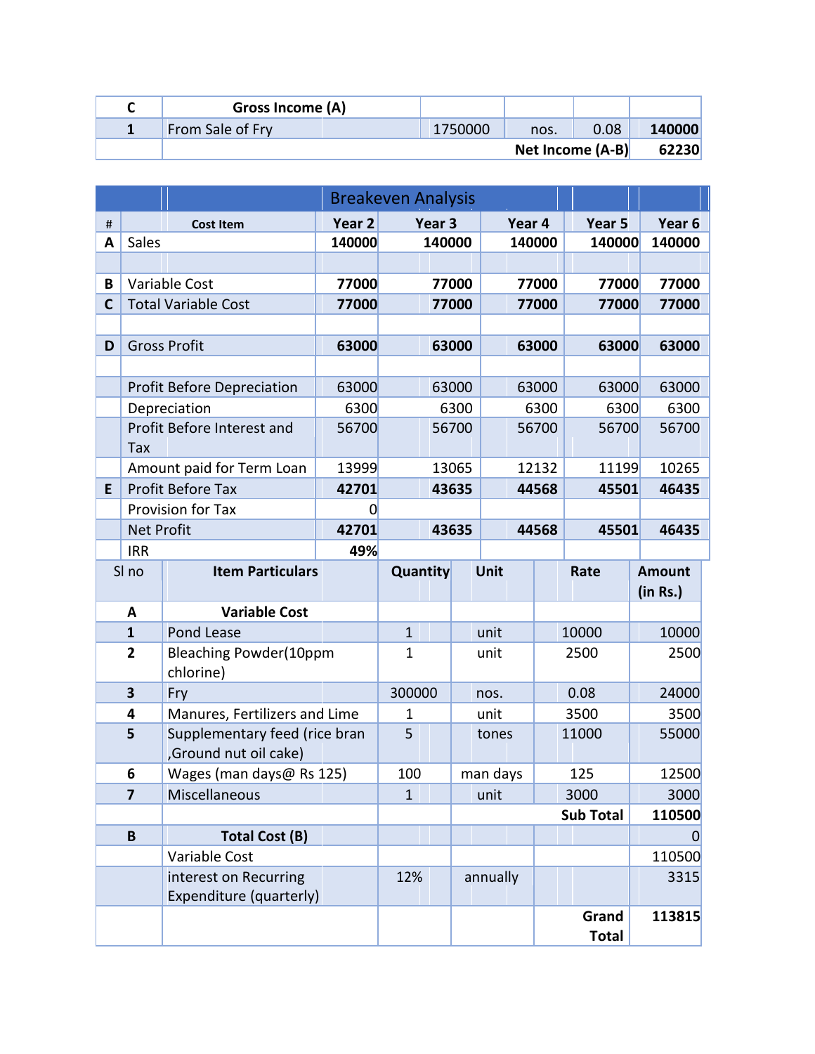| C | Gross Income (A) | | | | |
|---|---|---|---|---|---|
| 1 | From Sale of Fry | 1750000 | nos. | 0.08 | **140000** |
| | | | | **Net Income (A-B)** | **62230** |

| # | Breakeven Analysis | | | | | |
|---|---|---|---|---|---|---|
| # | Cost Item | Year 2 | Year 3 | Year 4 | Year 5 | Year 6 |
| A | Sales | **140000** | **140000** | **140000** | **140000** | **140000** |
| | | | | | | |
| B | Variable Cost | **77000** | **77000** | **77000** | **77000** | **77000** |
| C | Total Variable Cost | **77000** | **77000** | **77000** | **77000** | **77000** |
| | | | | | | |
| D | Gross Profit | **63000** | **63000** | **63000** | **63000** | **63000** |
| | | | | | | |
| | Profit Before Depreciation | 63000 | 63000 | 63000 | 63000 | 63000 |
| | Depreciation | 6300 | 6300 | 6300 | 6300 | 6300 |
| | Profit Before Interest and Tax | 56700 | 56700 | 56700 | 56700 | 56700 |
| | Amount paid for Term Loan | 13999 | 13065 | 12132 | 11199 | 10265 |
| E | Profit Before Tax | **42701** | **43635** | **44568** | **45501** | **46435** |
| | Provision for Tax | 0 | | | | |
| | Net Profit | **42701** | **43635** | **44568** | **45501** | **46435** |
| | IRR | **49%** | | | | |

| Sl no | Item Particulars | Quantity | Unit | Rate | Amount (in Rs.) |
|---|---|---|---|---|---|
| A | **Variable Cost** | | | | |
| 1 | Pond Lease | 1 | unit | 10000 | 10000 |
| 2 | Bleaching Powder(10ppm chlorine) | 1 | unit | 2500 | 2500 |
| 3 | Fry | 300000 | nos. | 0.08 | 24000 |
| 4 | Manures, Fertilizers and Lime | 1 | unit | 3500 | 3500 |
| 5 | Supplementary feed (rice bran ,Ground nut oil cake) | 5 | tones | 11000 | 55000 |
| 6 | Wages (man days@ Rs 125) | 100 | man days | 125 | 12500 |
| 7 | Miscellaneous | 1 | unit | 3000 | 3000 |
| | | | | **Sub Total** | **110500** |
| B | **Total Cost (B)** | | | | 0 |
| | Variable Cost | | | | 110500 |
| | interest on Recurring Expenditure (quarterly) | 12% | annually | | 3315 |
| | | | | **Grand Total** | **113815** |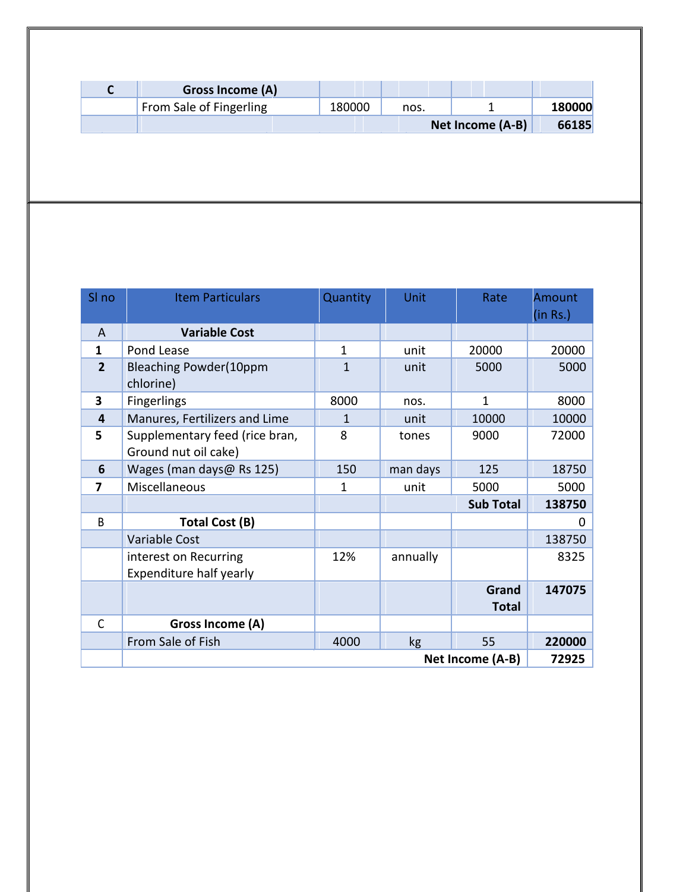| | | | | | |
|---|---|---|---|---|---|
| C | **Gross Income (A)** | | | | |
| | From Sale of Fingerling | 180000 | nos. | 1 | **180000** |
| | | | | **Net Income (A-B)** | **66185** |

| Sl no | Item Particulars | Quantity | Unit | Rate | Amount (in Rs.) |
|---|---|---|---|---|---|
| A | **Variable Cost** | | | | |
| **1** | Pond Lease | 1 | unit | 20000 | 20000 |
| **2** | Bleaching Powder(10ppm chlorine) | 1 | unit | 5000 | 5000 |
| **3** | Fingerlings | 8000 | nos. | 1 | 8000 |
| **4** | Manures, Fertilizers and Lime | 1 | unit | 10000 | 10000 |
| **5** | Supplementary feed (rice bran, Ground nut oil cake) | 8 | tones | 9000 | 72000 |
| **6** | Wages (man days@ Rs 125) | 150 | man days | 125 | 18750 |
| **7** | Miscellaneous | 1 | unit | 5000 | 5000 |
| | | | | **Sub Total** | **138750** |
| B | **Total Cost (B)** | | | | 0 |
| | Variable Cost | | | | 138750 |
| | interest on Recurring Expenditure half yearly | 12% | annually | | 8325 |
| | | | | **Grand Total** | **147075** |
| C | **Gross Income (A)** | | | | |
| | From Sale of Fish | 4000 | kg | 55 | **220000** |
| | | | | **Net Income (A-B)** | **72925** |